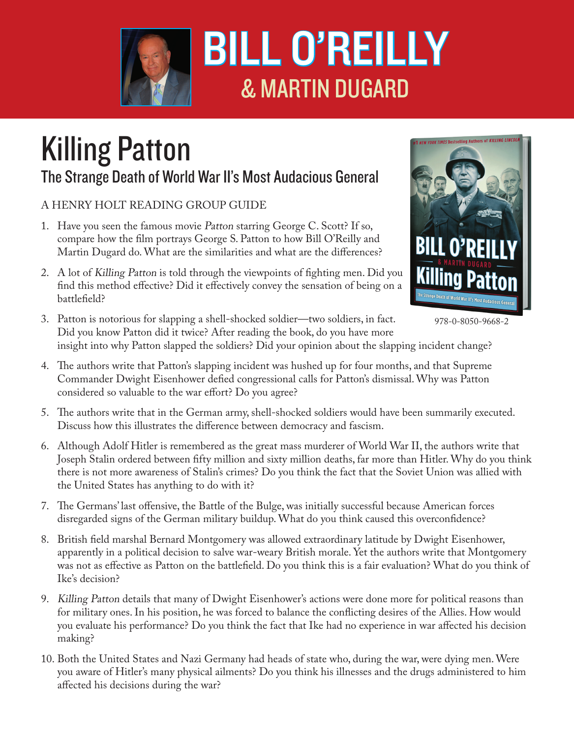# BILL O'REILLY

## & MARTIN DUGARD

# Killing Patton

## The Strange Death of World War II's Most Audacious General

A HENRY HOLT READING GROUP GUIDE

978-0-8050-9668-2

1. Have you seen the famous movie *Patton* starring George C. Scott? If so, compare how the film portrays George S. Patton to how Bill O'Reilly and Martin Dugard do. What are the similarities and what are the differences?

2. A lot of *Killing Patton* is told through the viewpoints of fighting men. Did you find this method effective? Did it effectively convey the sensation of being on a battlefield?

3. Patton is notorious for slapping a shell-shocked soldier—two soldiers, in fact. Did you know Patton did it twice? After reading the book, do you have more insight into why Patton slapped the soldiers? Did your opinion about the slapping incident change?

4. The authors write that Patton's slapping incident was hushed up for four months, and that Supreme Commander Dwight Eisenhower defied congressional calls for Patton's dismissal. Why was Patton considered so valuable to the war effort? Do you agree?

5. The authors write that in the German army, shell-shocked soldiers would have been summarily executed. Discuss how this illustrates the difference between democracy and fascism.

6. Although Adolf Hitler is remembered as the great mass murderer of World War II, the authors write that Joseph Stalin ordered between fifty million and sixty million deaths, far more than Hitler. Why do you think there is not more awareness of Stalin's crimes? Do you think the fact that the Soviet Union was allied with the United States has anything to do with it?

7. The Germans' last offensive, the Battle of the Bulge, was initially successful because American forces disregarded signs of the German military buildup. What do you think caused this overconfidence?

8. British field marshal Bernard Montgomery was allowed extraordinary latitude by Dwight Eisenhower, apparently in a political decision to salve war-weary British morale. Yet the authors write that Montgomery was not as effective as Patton on the battlefield. Do you think this is a fair evaluation? What do you think of Ike's decision?

9. *Killing Patton* details that many of Dwight Eisenhower's actions were done more for political reasons than for military ones. In his position, he was forced to balance the conflicting desires of the Allies. How would you evaluate his performance? Do you think the fact that Ike had no experience in war affected his decision making?

10. Both the United States and Nazi Germany had heads of state who, during the war, were dying men. Were you aware of Hitler's many physical ailments? Do you think his illnesses and the drugs administered to him affected his decisions during the war?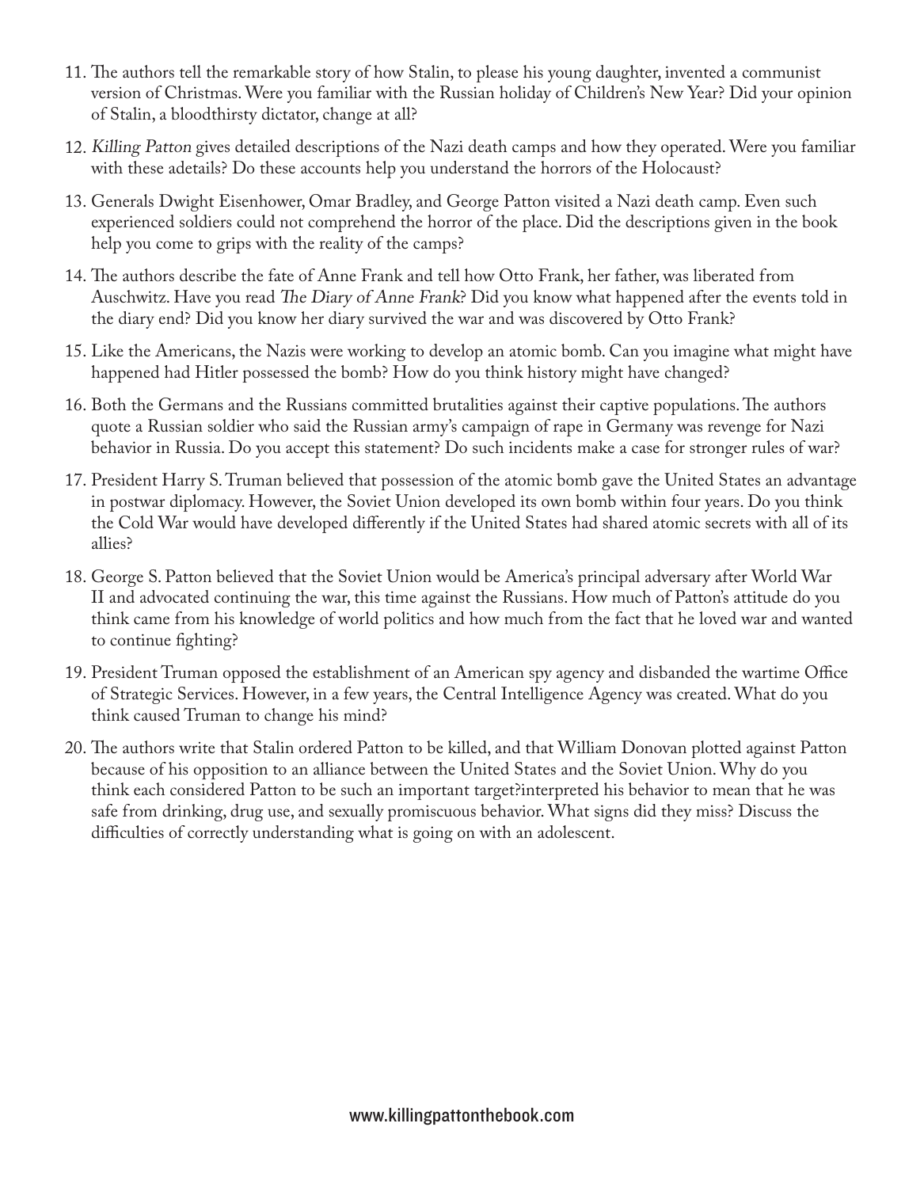11. The authors tell the remarkable story of how Stalin, to please his young daughter, invented a communist version of Christmas. Were you familiar with the Russian holiday of Children's New Year? Did your opinion of Stalin, a bloodthirsty dictator, change at all?

12. *Killing Patton* gives detailed descriptions of the Nazi death camps and how they operated. Were you familiar with these adetails? Do these accounts help you understand the horrors of the Holocaust?

13. Generals Dwight Eisenhower, Omar Bradley, and George Patton visited a Nazi death camp. Even such experienced soldiers could not comprehend the horror of the place. Did the descriptions given in the book help you come to grips with the reality of the camps?

14. The authors describe the fate of Anne Frank and tell how Otto Frank, her father, was liberated from Auschwitz. Have you read *The Diary of Anne Frank*? Did you know what happened after the events told in the diary end? Did you know her diary survived the war and was discovered by Otto Frank?

15. Like the Americans, the Nazis were working to develop an atomic bomb. Can you imagine what might have happened had Hitler possessed the bomb? How do you think history might have changed?

16. Both the Germans and the Russians committed brutalities against their captive populations. The authors quote a Russian soldier who said the Russian army's campaign of rape in Germany was revenge for Nazi behavior in Russia. Do you accept this statement? Do such incidents make a case for stronger rules of war?

17. President Harry S. Truman believed that possession of the atomic bomb gave the United States an advantage in postwar diplomacy. However, the Soviet Union developed its own bomb within four years. Do you think the Cold War would have developed differently if the United States had shared atomic secrets with all of its allies?

18. George S. Patton believed that the Soviet Union would be America's principal adversary after World War II and advocated continuing the war, this time against the Russians. How much of Patton's attitude do you think came from his knowledge of world politics and how much from the fact that he loved war and wanted to continue fighting?

19. President Truman opposed the establishment of an American spy agency and disbanded the wartime Office of Strategic Services. However, in a few years, the Central Intelligence Agency was created. What do you think caused Truman to change his mind?

20. The authors write that Stalin ordered Patton to be killed, and that William Donovan plotted against Patton because of his opposition to an alliance between the United States and the Soviet Union. Why do you think each considered Patton to be such an important target?interpreted his behavior to mean that he was safe from drinking, drug use, and sexually promiscuous behavior. What signs did they miss? Discuss the difficulties of correctly understanding what is going on with an adolescent.

www.killingpattonthebook.com